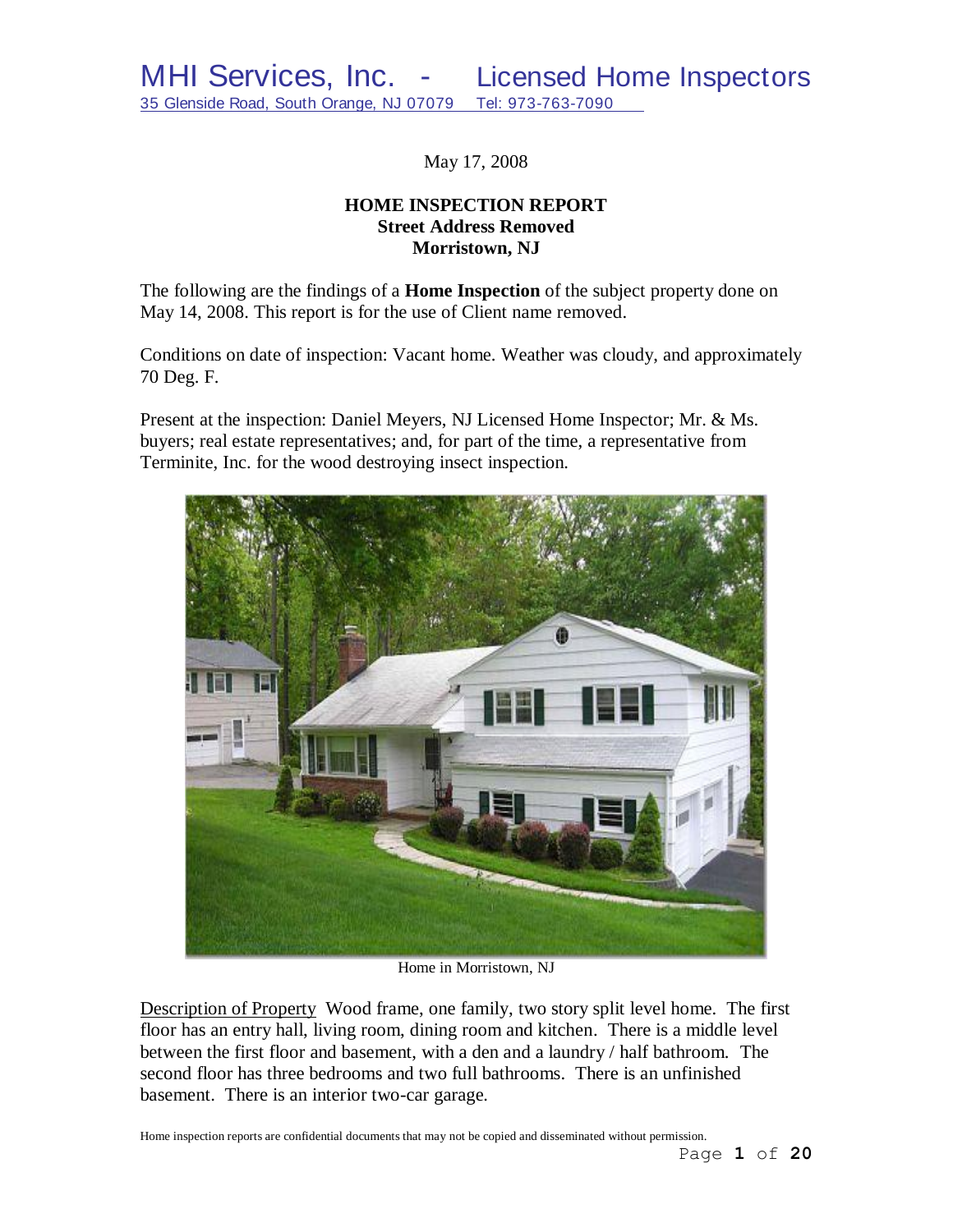MHI Services, Inc. - Licensed Home Inspectors
35 Glenside Road, South Orange, NJ 07079 Tel: 973-763-7090

May 17, 2008

**HOME INSPECTION REPORT**
**Street Address Removed**
**Morristown, NJ**

The following are the findings of a **Home Inspection** of the subject property done on May 14, 2008. This report is for the use of Client name removed.

Conditions on date of inspection: Vacant home. Weather was cloudy, and approximately 70 Deg. F.

Present at the inspection: Daniel Meyers, NJ Licensed Home Inspector; Mr. & Ms. buyers; real estate representatives; and, for part of the time, a representative from Terminite, Inc. for the wood destroying insect inspection.

Home in Morristown, NJ

Description of Property Wood frame, one family, two story split level home. The first floor has an entry hall, living room, dining room and kitchen. There is a middle level between the first floor and basement, with a den and a laundry / half bathroom. The second floor has three bedrooms and two full bathrooms. There is an unfinished basement. There is an interior two-car garage.

Home inspection reports are confidential documents that may not be copied and disseminated without permission.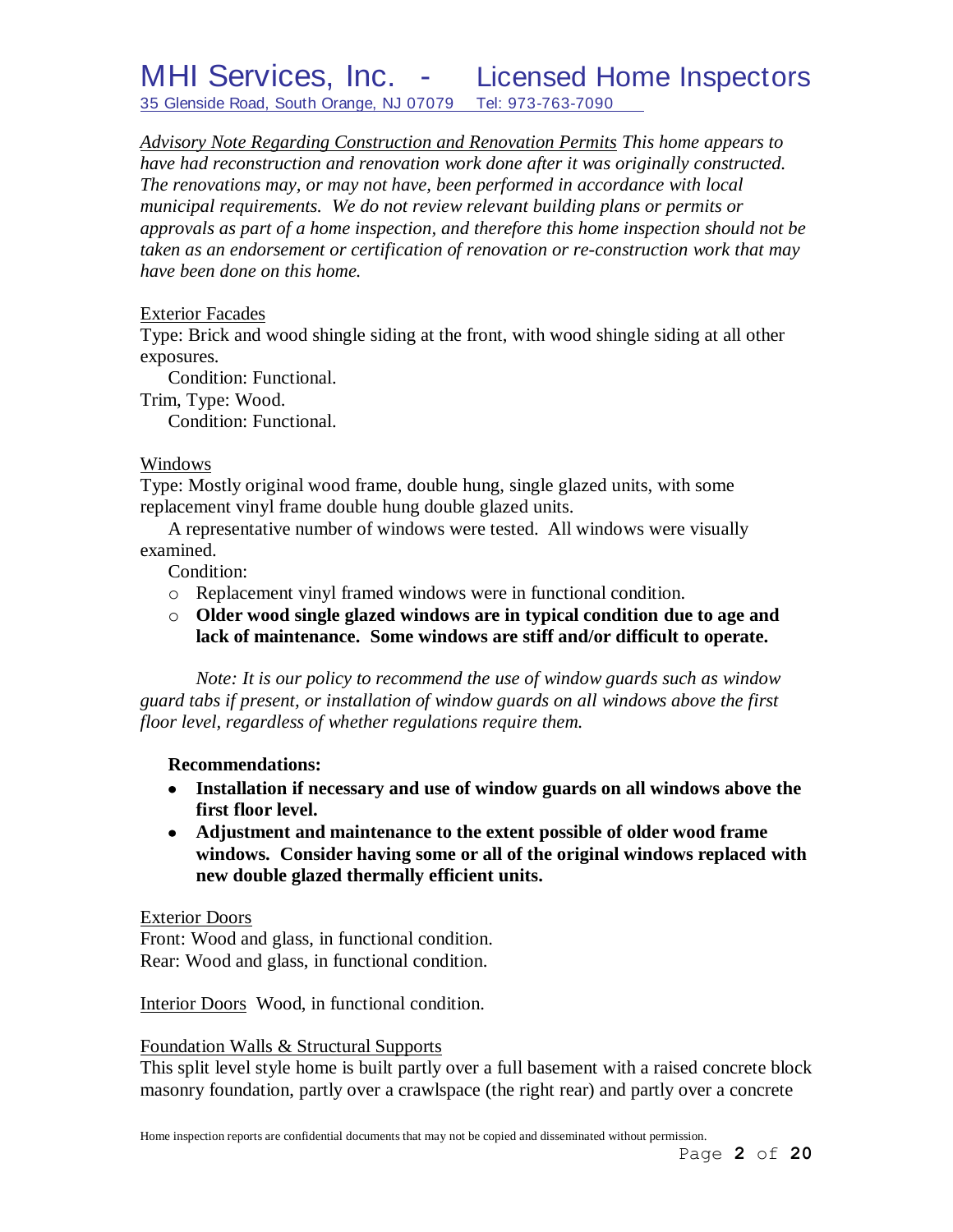*<u>Advisory Note Regarding Construction and Renovation Permits</u> This home appears to have had reconstruction and renovation work done after it was originally constructed. The renovations may, or may not have, been performed in accordance with local municipal requirements. We do not review relevant building plans or permits or approvals as part of a home inspection, and therefore this home inspection should not be taken as an endorsement or certification of renovation or re-construction work that may have been done on this home.*

<u>Exterior Facades</u>
Type: Brick and wood shingle siding at the front, with wood shingle siding at all other exposures.
    Condition: Functional.
Trim, Type: Wood.
    Condition: Functional.

<u>Windows</u>
Type: Mostly original wood frame, double hung, single glazed units, with some replacement vinyl frame double hung double glazed units.
    A representative number of windows were tested. All windows were visually examined.
    Condition:

- Replacement vinyl framed windows were in functional condition.
- **Older wood single glazed windows are in typical condition due to age and lack of maintenance. Some windows are stiff and/or difficult to operate.**

*Note: It is our policy to recommend the use of window guards such as window guard tabs if present, or installation of window guards on all windows above the first floor level, regardless of whether regulations require them.*

**Recommendations:**

- **Installation if necessary and use of window guards on all windows above the first floor level.**
- **Adjustment and maintenance to the extent possible of older wood frame windows. Consider having some or all of the original windows replaced with new double glazed thermally efficient units.**

<u>Exterior Doors</u>
Front: Wood and glass, in functional condition.
Rear: Wood and glass, in functional condition.

<u>Interior Doors</u> Wood, in functional condition.

<u>Foundation Walls & Structural Supports</u>
This split level style home is built partly over a full basement with a raised concrete block masonry foundation, partly over a crawlspace (the right rear) and partly over a concrete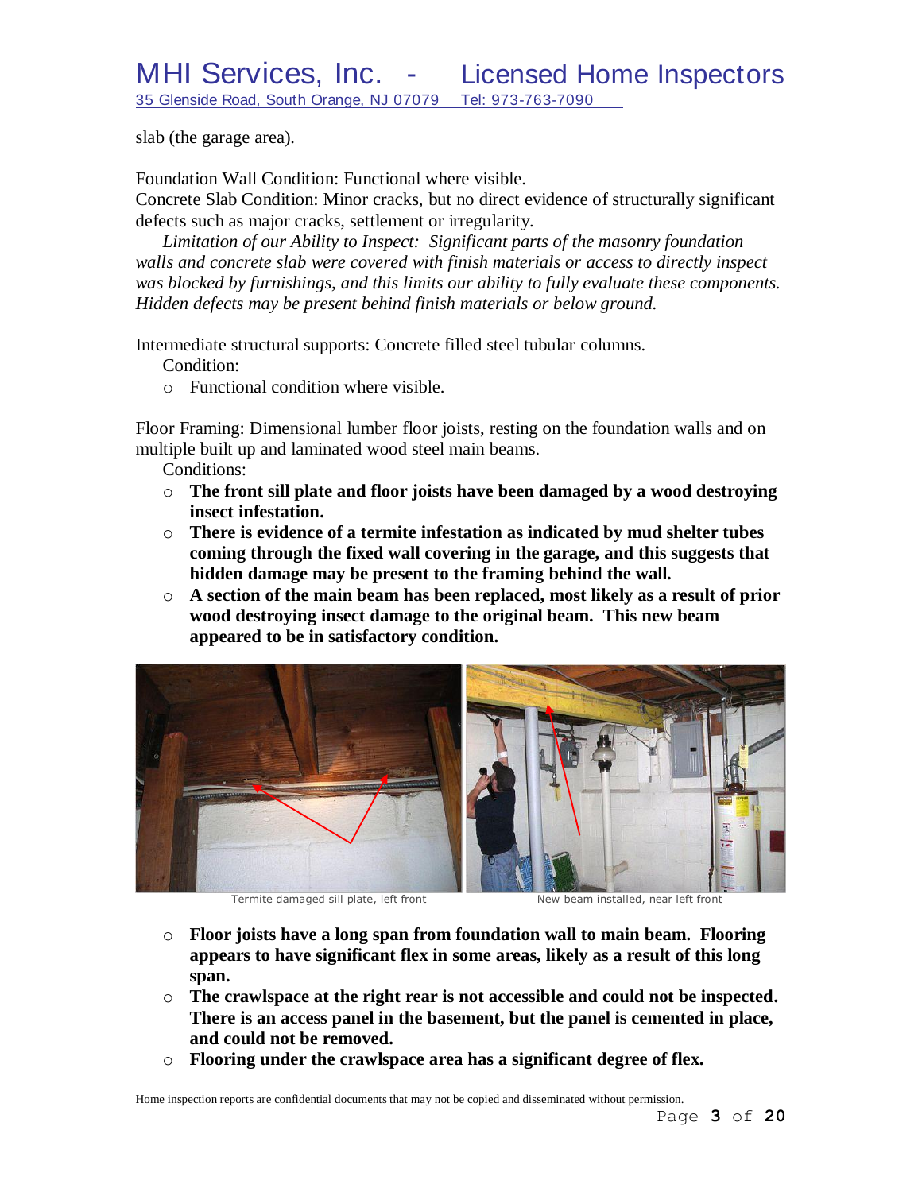slab (the garage area).

Foundation Wall Condition: Functional where visible.
Concrete Slab Condition: Minor cracks, but no direct evidence of structurally significant defects such as major cracks, settlement or irregularity.

*Limitation of our Ability to Inspect: Significant parts of the masonry foundation walls and concrete slab were covered with finish materials or access to directly inspect was blocked by furnishings, and this limits our ability to fully evaluate these components. Hidden defects may be present behind finish materials or below ground.*

Intermediate structural supports: Concrete filled steel tubular columns.

Condition:

- Functional condition where visible.

Floor Framing: Dimensional lumber floor joists, resting on the foundation walls and on multiple built up and laminated wood steel main beams.

Conditions:

- **The front sill plate and floor joists have been damaged by a wood destroying insect infestation.**
- **There is evidence of a termite infestation as indicated by mud shelter tubes coming through the fixed wall covering in the garage, and this suggests that hidden damage may be present to the framing behind the wall.**
- **A section of the main beam has been replaced, most likely as a result of prior wood destroying insect damage to the original beam. This new beam appeared to be in satisfactory condition.**

Termite damaged sill plate, left front

New beam installed, near left front

- **Floor joists have a long span from foundation wall to main beam. Flooring appears to have significant flex in some areas, likely as a result of this long span.**
- **The crawlspace at the right rear is not accessible and could not be inspected. There is an access panel in the basement, but the panel is cemented in place, and could not be removed.**
- **Flooring under the crawlspace area has a significant degree of flex.**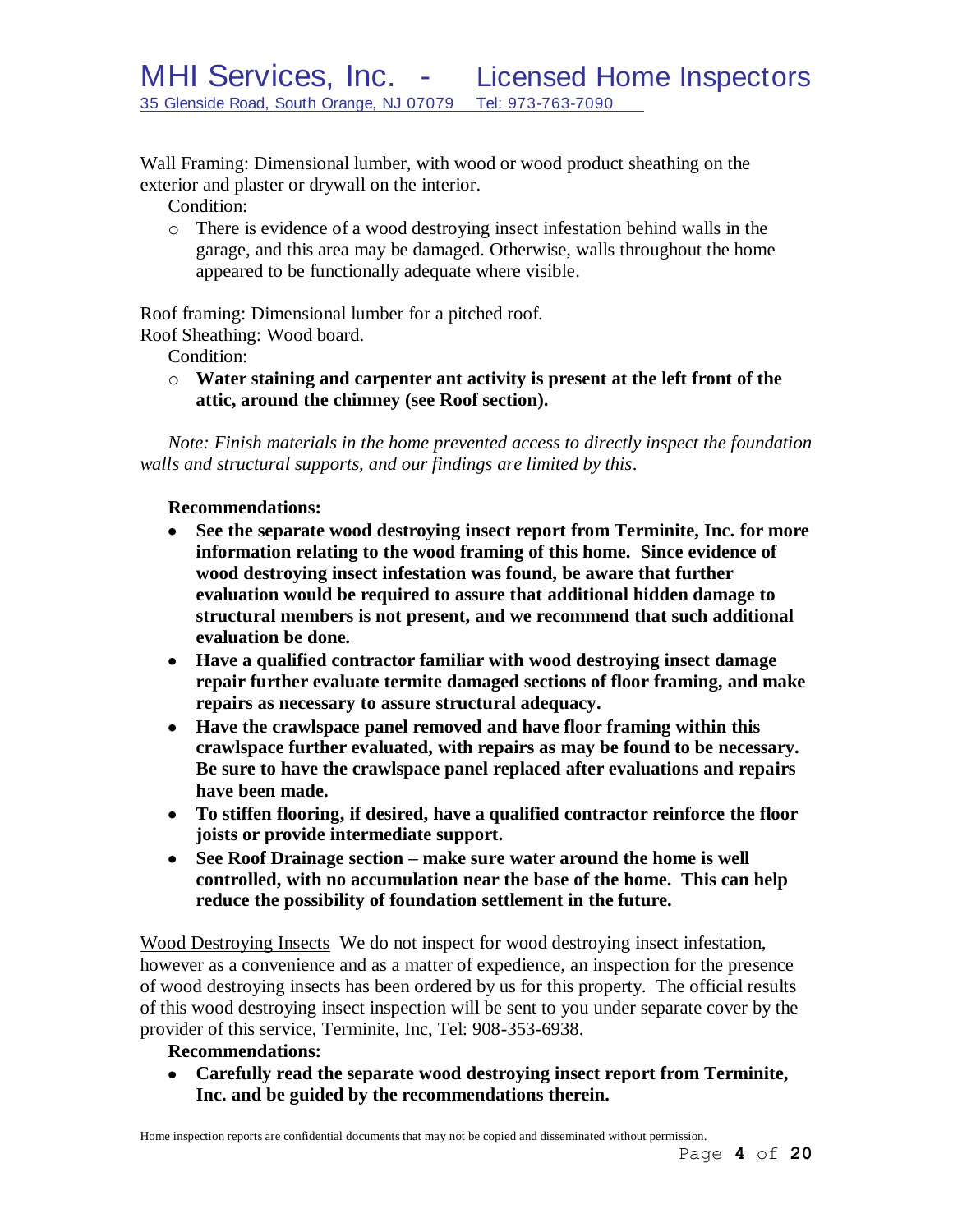Wall Framing: Dimensional lumber, with wood or wood product sheathing on the exterior and plaster or drywall on the interior.

Condition:

- There is evidence of a wood destroying insect infestation behind walls in the garage, and this area may be damaged. Otherwise, walls throughout the home appeared to be functionally adequate where visible.

Roof framing: Dimensional lumber for a pitched roof.
Roof Sheathing: Wood board.

Condition:

- **Water staining and carpenter ant activity is present at the left front of the attic, around the chimney (see Roof section).**

*Note: Finish materials in the home prevented access to directly inspect the foundation walls and structural supports, and our findings are limited by this.*

**Recommendations:**

- **See the separate wood destroying insect report from Terminite, Inc. for more information relating to the wood framing of this home. Since evidence of wood destroying insect infestation was found, be aware that further evaluation would be required to assure that additional hidden damage to structural members is not present, and we recommend that such additional evaluation be done.**
- **Have a qualified contractor familiar with wood destroying insect damage repair further evaluate termite damaged sections of floor framing, and make repairs as necessary to assure structural adequacy.**
- **Have the crawlspace panel removed and have floor framing within this crawlspace further evaluated, with repairs as may be found to be necessary. Be sure to have the crawlspace panel replaced after evaluations and repairs have been made.**
- **To stiffen flooring, if desired, have a qualified contractor reinforce the floor joists or provide intermediate support.**
- **See Roof Drainage section – make sure water around the home is well controlled, with no accumulation near the base of the home. This can help reduce the possibility of foundation settlement in the future.**

Wood Destroying Insects We do not inspect for wood destroying insect infestation, however as a convenience and as a matter of expedience, an inspection for the presence of wood destroying insects has been ordered by us for this property. The official results of this wood destroying insect inspection will be sent to you under separate cover by the provider of this service, Terminite, Inc, Tel: 908-353-6938.

**Recommendations:**

- **Carefully read the separate wood destroying insect report from Terminite, Inc. and be guided by the recommendations therein.**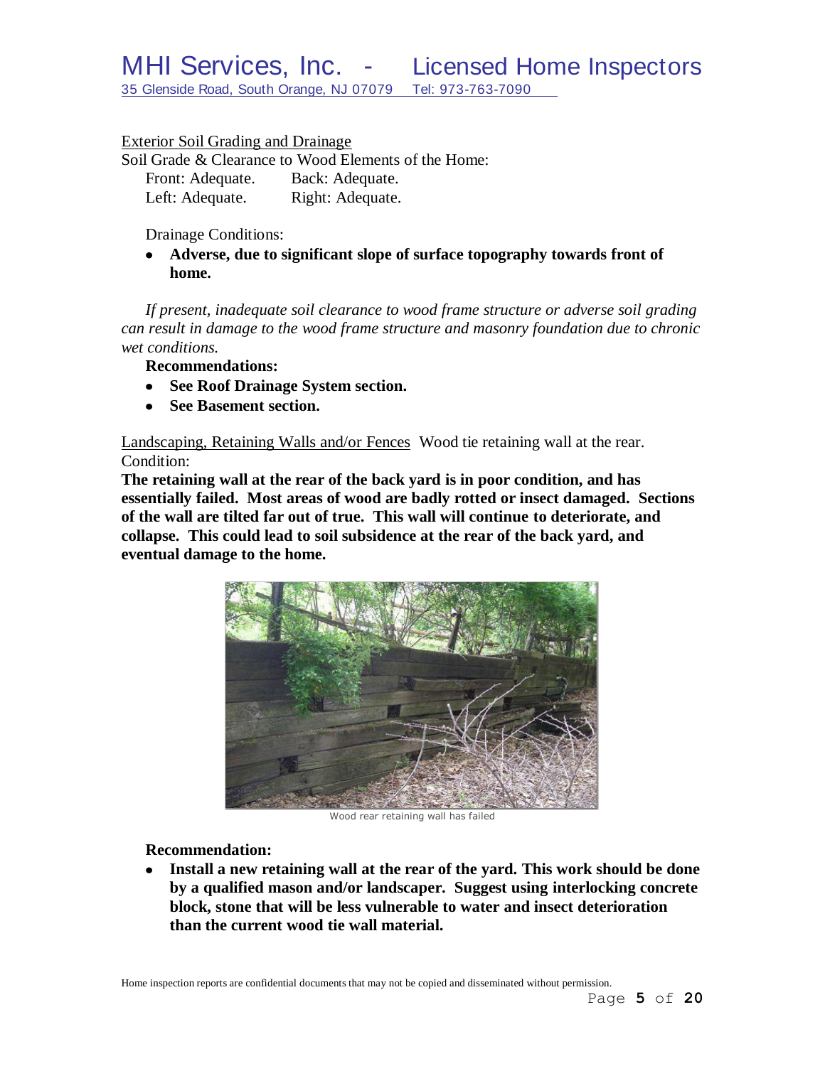Exterior Soil Grading and Drainage

Soil Grade & Clearance to Wood Elements of the Home:

Front: Adequate. Back: Adequate.
Left: Adequate. Right: Adequate.

Drainage Conditions:

- **Adverse, due to significant slope of surface topography towards front of home.**

*If present, inadequate soil clearance to wood frame structure or adverse soil grading can result in damage to the wood frame structure and masonry foundation due to chronic wet conditions.*

**Recommendations:**

- **See Roof Drainage System section.**
- **See Basement section.**

Landscaping, Retaining Walls and/or Fences Wood tie retaining wall at the rear.

Condition:

**The retaining wall at the rear of the back yard is in poor condition, and has essentially failed. Most areas of wood are badly rotted or insect damaged. Sections of the wall are tilted far out of true. This wall will continue to deteriorate, and collapse. This could lead to soil subsidence at the rear of the back yard, and eventual damage to the home.**

Wood rear retaining wall has failed

**Recommendation:**

- **Install a new retaining wall at the rear of the yard. This work should be done by a qualified mason and/or landscaper. Suggest using interlocking concrete block, stone that will be less vulnerable to water and insect deterioration than the current wood tie wall material.**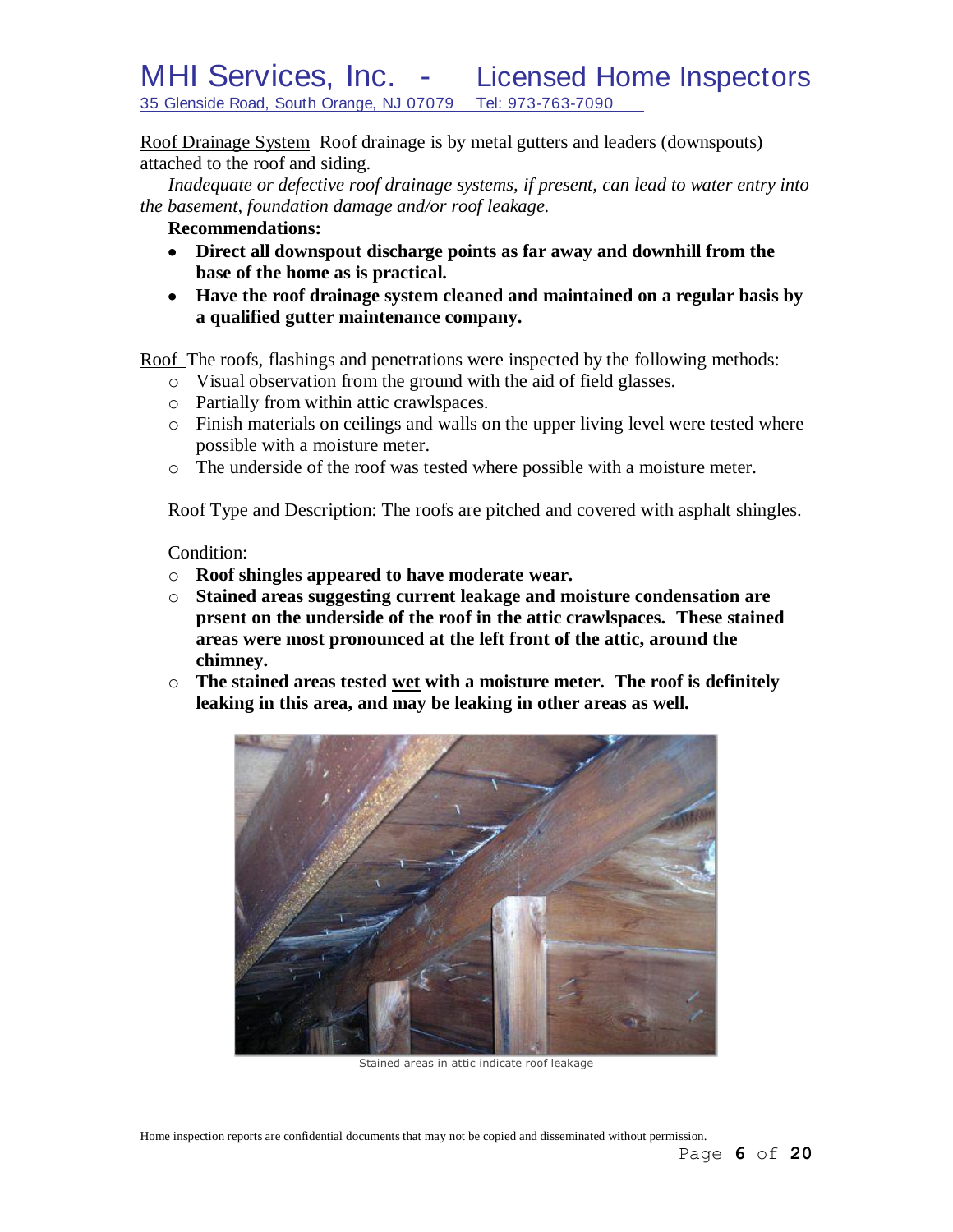Roof Drainage System Roof drainage is by metal gutters and leaders (downspouts) attached to the roof and siding.

*Inadequate or defective roof drainage systems, if present, can lead to water entry into the basement, foundation damage and/or roof leakage.*

**Recommendations:**

- **Direct all downspout discharge points as far away and downhill from the base of the home as is practical.**
- **Have the roof drainage system cleaned and maintained on a regular basis by a qualified gutter maintenance company.**

Roof The roofs, flashings and penetrations were inspected by the following methods:

- Visual observation from the ground with the aid of field glasses.
- Partially from within attic crawlspaces.
- Finish materials on ceilings and walls on the upper living level were tested where possible with a moisture meter.
- The underside of the roof was tested where possible with a moisture meter.

Roof Type and Description: The roofs are pitched and covered with asphalt shingles.

Condition:

- **Roof shingles appeared to have moderate wear.**
- **Stained areas suggesting current leakage and moisture condensation are prsent on the underside of the roof in the attic crawlspaces. These stained areas were most pronounced at the left front of the attic, around the chimney.**
- **The stained areas tested wet with a moisture meter. The roof is definitely leaking in this area, and may be leaking in other areas as well.**

Stained areas in attic indicate roof leakage

Home inspection reports are confidential documents that may not be copied and disseminated without permission.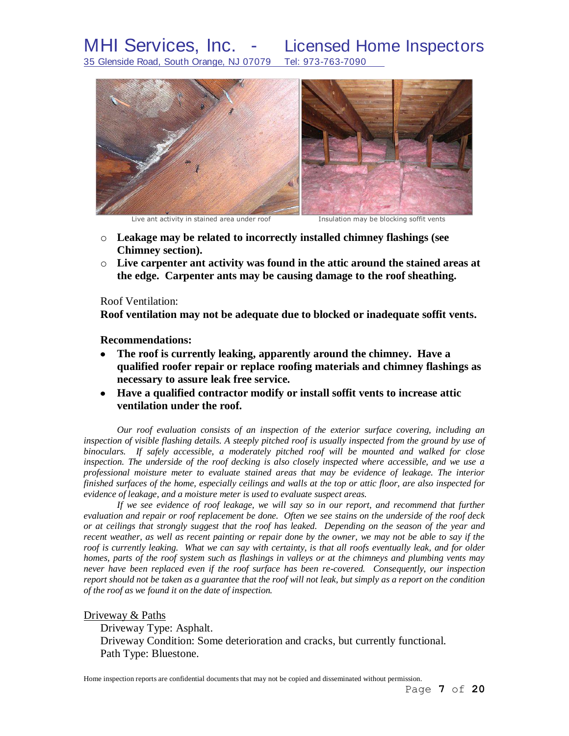Live ant activity in stained area under roof

Insulation may be blocking soffit vents

- **Leakage may be related to incorrectly installed chimney flashings (see Chimney section).**
- **Live carpenter ant activity was found in the attic around the stained areas at the edge. Carpenter ants may be causing damage to the roof sheathing.**

Roof Ventilation:

**Roof ventilation may not be adequate due to blocked or inadequate soffit vents.**

**Recommendations:**

- **The roof is currently leaking, apparently around the chimney. Have a qualified roofer repair or replace roofing materials and chimney flashings as necessary to assure leak free service.**
- **Have a qualified contractor modify or install soffit vents to increase attic ventilation under the roof.**

*Our roof evaluation consists of an inspection of the exterior surface covering, including an inspection of visible flashing details. A steeply pitched roof is usually inspected from the ground by use of binoculars. If safely accessible, a moderately pitched roof will be mounted and walked for close inspection. The underside of the roof decking is also closely inspected where accessible, and we use a professional moisture meter to evaluate stained areas that may be evidence of leakage. The interior finished surfaces of the home, especially ceilings and walls at the top or attic floor, are also inspected for evidence of leakage, and a moisture meter is used to evaluate suspect areas.*

*If we see evidence of roof leakage, we will say so in our report, and recommend that further evaluation and repair or roof replacement be done. Often we see stains on the underside of the roof deck or at ceilings that strongly suggest that the roof has leaked. Depending on the season of the year and recent weather, as well as recent painting or repair done by the owner, we may not be able to say if the roof is currently leaking. What we can say with certainty, is that all roofs eventually leak, and for older homes, parts of the roof system such as flashings in valleys or at the chimneys and plumbing vents may never have been replaced even if the roof surface has been re-covered. Consequently, our inspection report should not be taken as a guarantee that the roof will not leak, but simply as a report on the condition of the roof as we found it on the date of inspection.*

## Driveway & Paths

Driveway Type: Asphalt.

Driveway Condition: Some deterioration and cracks, but currently functional.

Path Type: Bluestone.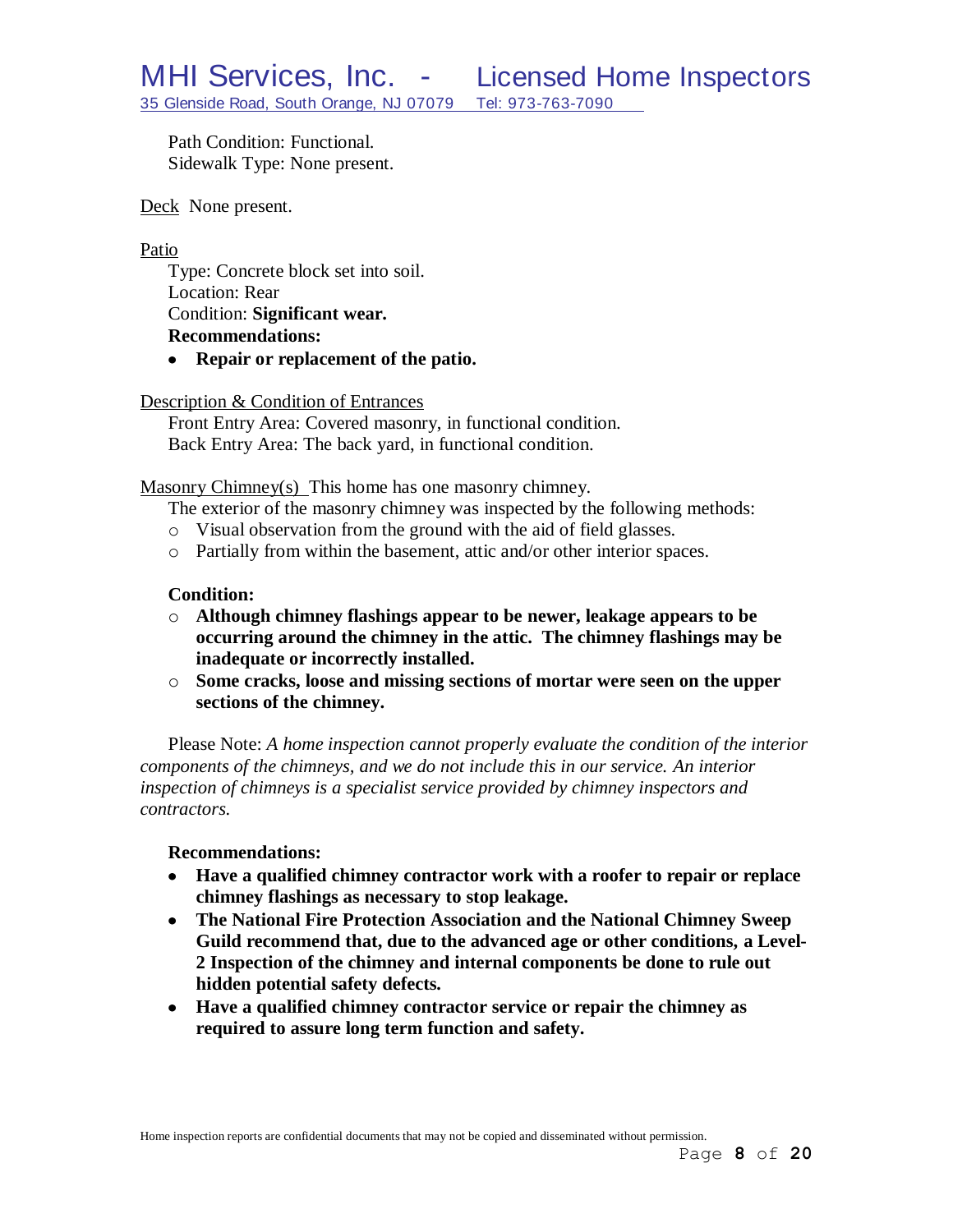Path Condition: Functional.
Sidewalk Type: None present.

Deck None present.

Patio

Type: Concrete block set into soil.
Location: Rear
Condition: **Significant wear.**
**Recommendations:**

- **Repair or replacement of the patio.**

Description & Condition of Entrances

Front Entry Area: Covered masonry, in functional condition.
Back Entry Area: The back yard, in functional condition.

Masonry Chimney(s) This home has one masonry chimney.

The exterior of the masonry chimney was inspected by the following methods:

- Visual observation from the ground with the aid of field glasses.
- Partially from within the basement, attic and/or other interior spaces.

**Condition:**

- **Although chimney flashings appear to be newer, leakage appears to be occurring around the chimney in the attic. The chimney flashings may be inadequate or incorrectly installed.**
- **Some cracks, loose and missing sections of mortar were seen on the upper sections of the chimney.**

Please Note: *A home inspection cannot properly evaluate the condition of the interior components of the chimneys, and we do not include this in our service. An interior inspection of chimneys is a specialist service provided by chimney inspectors and contractors.*

**Recommendations:**

- **Have a qualified chimney contractor work with a roofer to repair or replace chimney flashings as necessary to stop leakage.**
- **The National Fire Protection Association and the National Chimney Sweep Guild recommend that, due to the advanced age or other conditions, a Level-2 Inspection of the chimney and internal components be done to rule out hidden potential safety defects.**
- **Have a qualified chimney contractor service or repair the chimney as required to assure long term function and safety.**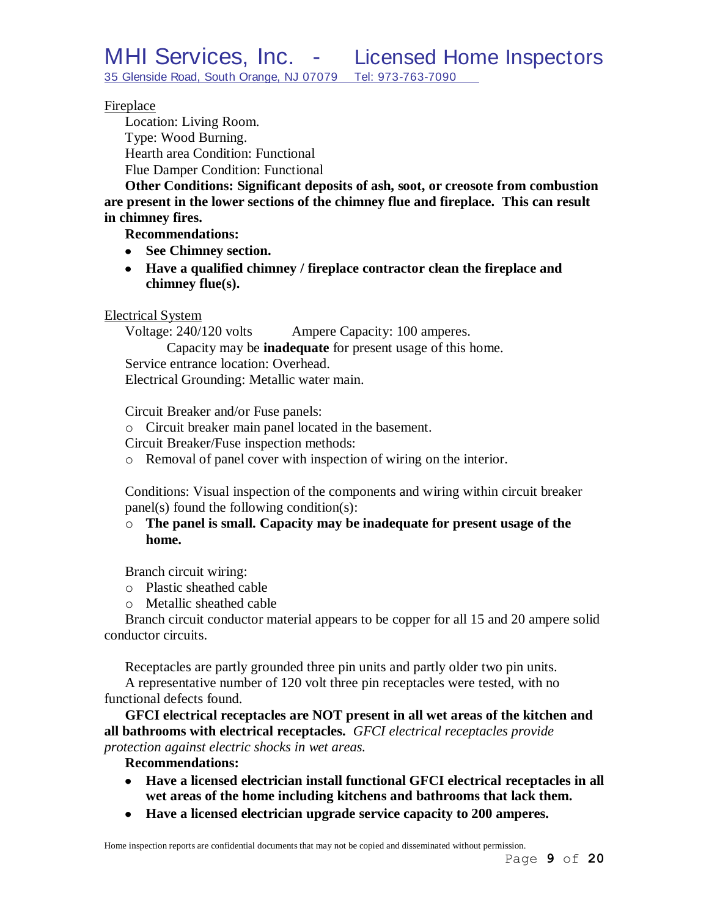Fireplace

Location: Living Room.

Type: Wood Burning.

Hearth area Condition: Functional

Flue Damper Condition: Functional

**Other Conditions: Significant deposits of ash, soot, or creosote from combustion are present in the lower sections of the chimney flue and fireplace. This can result in chimney fires.**

**Recommendations:**

- **See Chimney section.**
- **Have a qualified chimney / fireplace contractor clean the fireplace and chimney flue(s).**

Electrical System

Voltage: 240/120 volts Ampere Capacity: 100 amperes.

Capacity may be **inadequate** for present usage of this home.

Service entrance location: Overhead.

Electrical Grounding: Metallic water main.

Circuit Breaker and/or Fuse panels:

- Circuit breaker main panel located in the basement.

Circuit Breaker/Fuse inspection methods:

- Removal of panel cover with inspection of wiring on the interior.

Conditions: Visual inspection of the components and wiring within circuit breaker panel(s) found the following condition(s):

- **The panel is small. Capacity may be inadequate for present usage of the home.**

Branch circuit wiring:

- Plastic sheathed cable
- Metallic sheathed cable

Branch circuit conductor material appears to be copper for all 15 and 20 ampere solid conductor circuits.

Receptacles are partly grounded three pin units and partly older two pin units.

A representative number of 120 volt three pin receptacles were tested, with no functional defects found.

**GFCI electrical receptacles are NOT present in all wet areas of the kitchen and all bathrooms with electrical receptacles.** *GFCI electrical receptacles provide protection against electric shocks in wet areas.*

**Recommendations:**

- **Have a licensed electrician install functional GFCI electrical receptacles in all wet areas of the home including kitchens and bathrooms that lack them.**
- **Have a licensed electrician upgrade service capacity to 200 amperes.**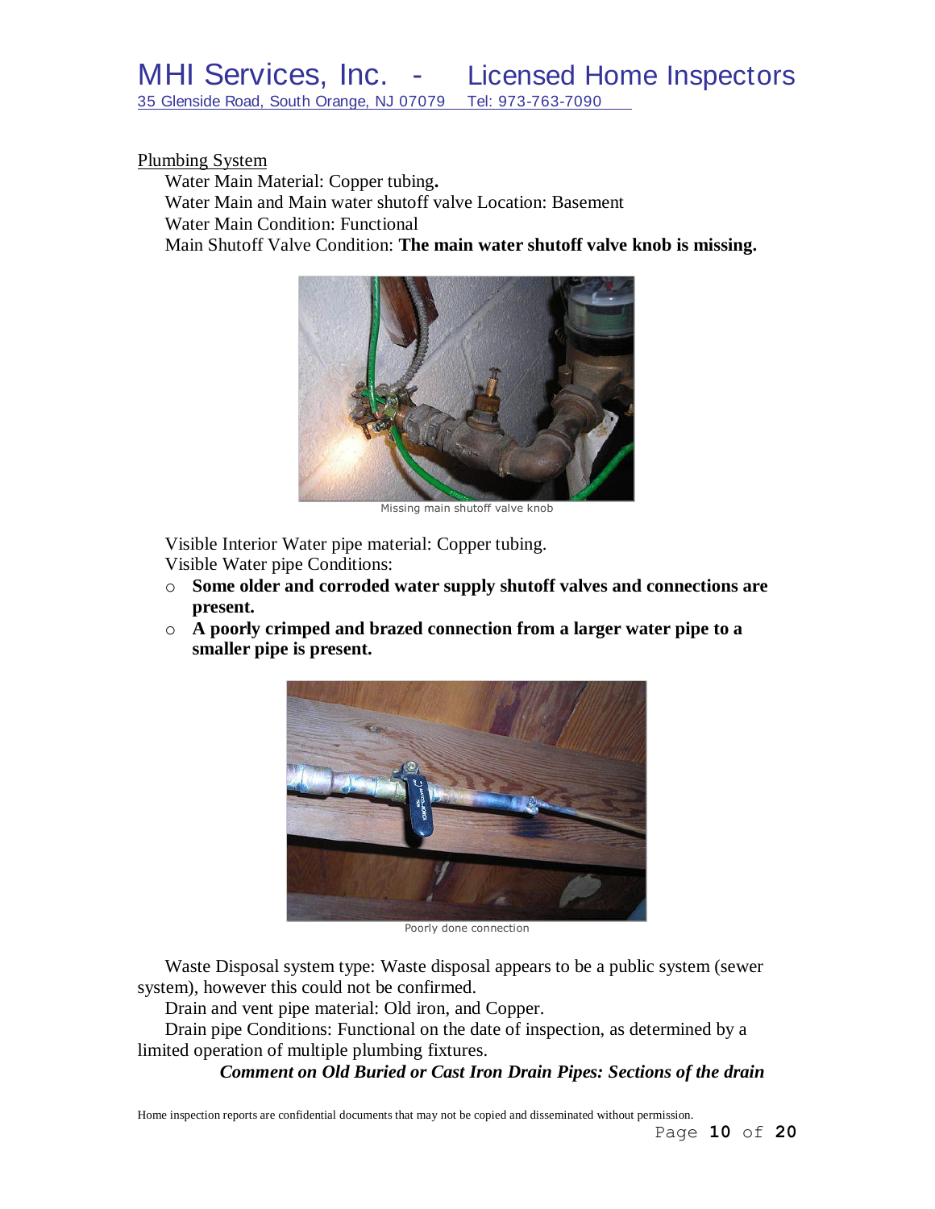## Plumbing System

Water Main Material: Copper tubing**.**
Water Main and Main water shutoff valve Location: Basement
Water Main Condition: Functional
Main Shutoff Valve Condition: **The main water shutoff valve knob is missing.**

Missing main shutoff valve knob

Visible Interior Water pipe material: Copper tubing.
Visible Water pipe Conditions:

- **Some older and corroded water supply shutoff valves and connections are present.**
- **A poorly crimped and brazed connection from a larger water pipe to a smaller pipe is present.**

Poorly done connection

Waste Disposal system type: Waste disposal appears to be a public system (sewer system), however this could not be confirmed.
Drain and vent pipe material: Old iron, and Copper.
Drain pipe Conditions: Functional on the date of inspection, as determined by a limited operation of multiple plumbing fixtures.

***Comment on Old Buried or Cast Iron Drain Pipes: Sections of the drain***

Home inspection reports are confidential documents that may not be copied and disseminated without permission.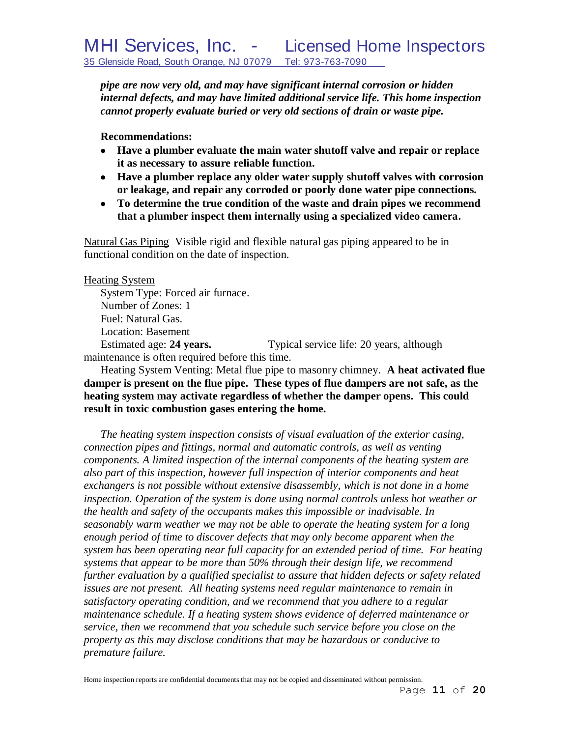***pipe are now very old, and may have significant internal corrosion or hidden internal defects, and may have limited additional service life. This home inspection cannot properly evaluate buried or very old sections of drain or waste pipe.***

**Recommendations:**

- **Have a plumber evaluate the main water shutoff valve and repair or replace it as necessary to assure reliable function.**
- **Have a plumber replace any older water supply shutoff valves with corrosion or leakage, and repair any corroded or poorly done water pipe connections.**
- **To determine the true condition of the waste and drain pipes we recommend that a plumber inspect them internally using a specialized video camera.**

Natural Gas Piping Visible rigid and flexible natural gas piping appeared to be in functional condition on the date of inspection.

Heating System

System Type: Forced air furnace.
Number of Zones: 1
Fuel: Natural Gas.
Location: Basement
Estimated age: **24 years.** Typical service life: 20 years, although maintenance is often required before this time.

Heating System Venting: Metal flue pipe to masonry chimney. **A heat activated flue damper is present on the flue pipe. These types of flue dampers are not safe, as the heating system may activate regardless of whether the damper opens. This could result in toxic combustion gases entering the home.**

*The heating system inspection consists of visual evaluation of the exterior casing, connection pipes and fittings, normal and automatic controls, as well as venting components. A limited inspection of the internal components of the heating system are also part of this inspection, however full inspection of interior components and heat exchangers is not possible without extensive disassembly, which is not done in a home inspection. Operation of the system is done using normal controls unless hot weather or the health and safety of the occupants makes this impossible or inadvisable. In seasonably warm weather we may not be able to operate the heating system for a long enough period of time to discover defects that may only become apparent when the system has been operating near full capacity for an extended period of time. For heating systems that appear to be more than 50% through their design life, we recommend further evaluation by a qualified specialist to assure that hidden defects or safety related issues are not present. All heating systems need regular maintenance to remain in satisfactory operating condition, and we recommend that you adhere to a regular maintenance schedule. If a heating system shows evidence of deferred maintenance or service, then we recommend that you schedule such service before you close on the property as this may disclose conditions that may be hazardous or conducive to premature failure.*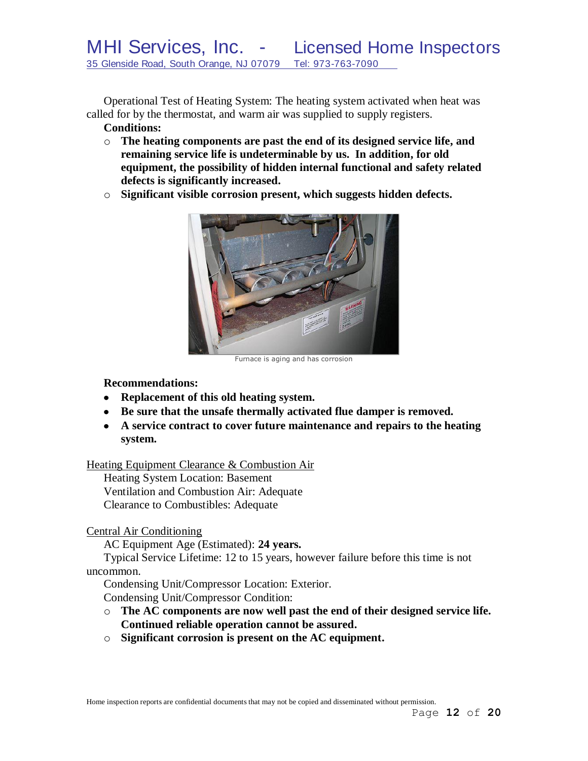Operational Test of Heating System: The heating system activated when heat was called for by the thermostat, and warm air was supplied to supply registers.

**Conditions:**

- **The heating components are past the end of its designed service life, and remaining service life is undeterminable by us. In addition, for old equipment, the possibility of hidden internal functional and safety related defects is significantly increased.**
- **Significant visible corrosion present, which suggests hidden defects.**

Furnace is aging and has corrosion

**Recommendations:**

- **Replacement of this old heating system.**
- **Be sure that the unsafe thermally activated flue damper is removed.**
- **A service contract to cover future maintenance and repairs to the heating system.**

Heating Equipment Clearance & Combustion Air

Heating System Location: Basement
Ventilation and Combustion Air: Adequate
Clearance to Combustibles: Adequate

Central Air Conditioning

AC Equipment Age (Estimated): **24 years.**

Typical Service Lifetime: 12 to 15 years, however failure before this time is not uncommon.

Condensing Unit/Compressor Location: Exterior.

Condensing Unit/Compressor Condition:

- **The AC components are now well past the end of their designed service life. Continued reliable operation cannot be assured.**
- **Significant corrosion is present on the AC equipment.**

Home inspection reports are confidential documents that may not be copied and disseminated without permission.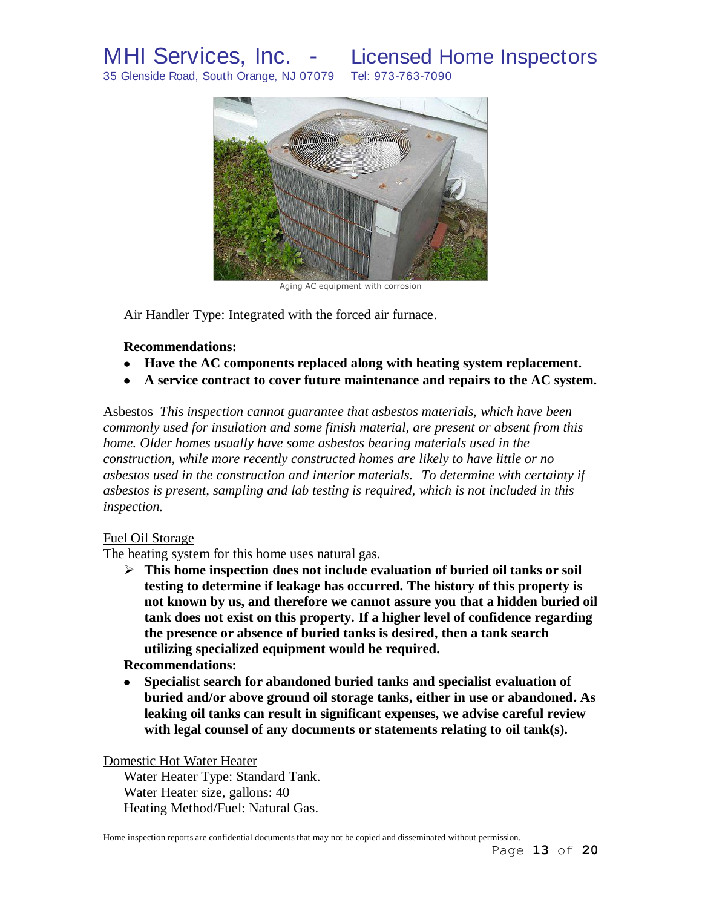Aging AC equipment with corrosion

Air Handler Type: Integrated with the forced air furnace.

**Recommendations:**

- **Have the AC components replaced along with heating system replacement.**
- **A service contract to cover future maintenance and repairs to the AC system.**

Asbestos *This inspection cannot guarantee that asbestos materials, which have been commonly used for insulation and some finish material, are present or absent from this home. Older homes usually have some asbestos bearing materials used in the construction, while more recently constructed homes are likely to have little or no asbestos used in the construction and interior materials. To determine with certainty if asbestos is present, sampling and lab testing is required, which is not included in this inspection.*

Fuel Oil Storage

The heating system for this home uses natural gas.

- **This home inspection does not include evaluation of buried oil tanks or soil testing to determine if leakage has occurred. The history of this property is not known by us, and therefore we cannot assure you that a hidden buried oil tank does not exist on this property. If a higher level of confidence regarding the presence or absence of buried tanks is desired, then a tank search utilizing specialized equipment would be required.**

**Recommendations:**

- **Specialist search for abandoned buried tanks and specialist evaluation of buried and/or above ground oil storage tanks, either in use or abandoned. As leaking oil tanks can result in significant expenses, we advise careful review with legal counsel of any documents or statements relating to oil tank(s).**

Domestic Hot Water Heater

Water Heater Type: Standard Tank.
Water Heater size, gallons: 40
Heating Method/Fuel: Natural Gas.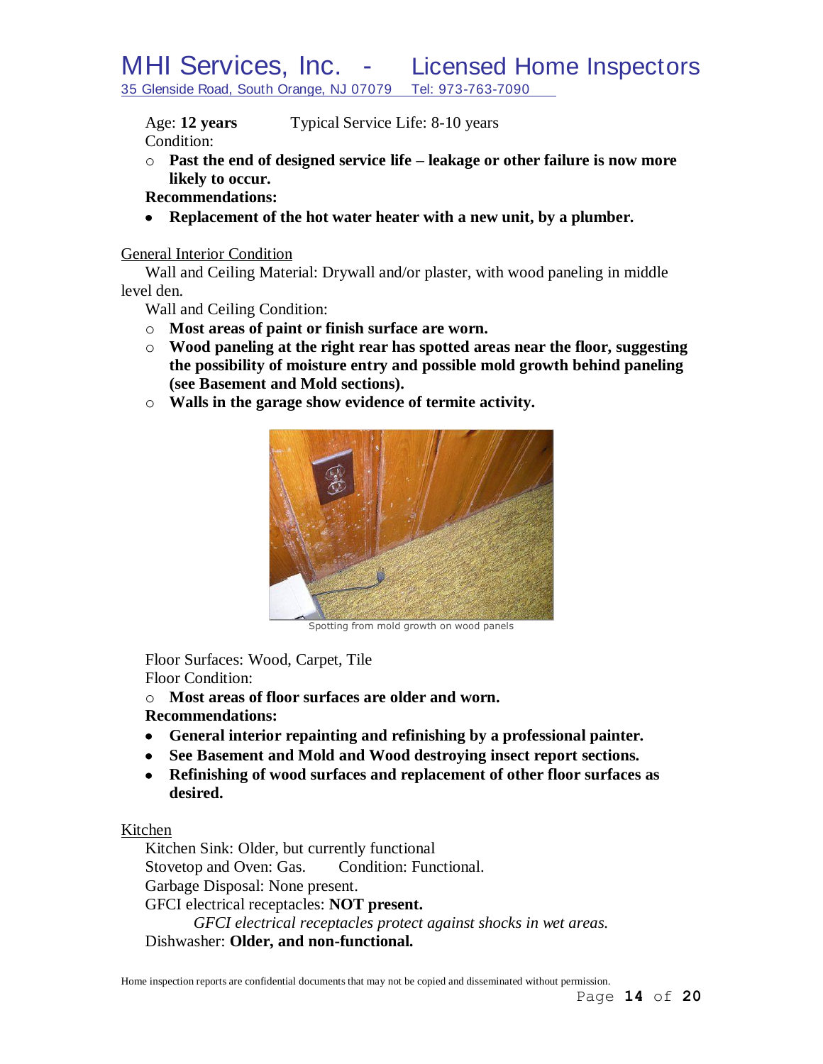Age: **12 years** Typical Service Life: 8-10 years
Condition:

- **Past the end of designed service life – leakage or other failure is now more likely to occur.**

**Recommendations:**

- **Replacement of the hot water heater with a new unit, by a plumber.**

General Interior Condition

Wall and Ceiling Material: Drywall and/or plaster, with wood paneling in middle level den.

Wall and Ceiling Condition:

- **Most areas of paint or finish surface are worn.**
- **Wood paneling at the right rear has spotted areas near the floor, suggesting the possibility of moisture entry and possible mold growth behind paneling (see Basement and Mold sections).**
- **Walls in the garage show evidence of termite activity.**

Spotting from mold growth on wood panels

Floor Surfaces: Wood, Carpet, Tile
Floor Condition:

- **Most areas of floor surfaces are older and worn.**

**Recommendations:**

- **General interior repainting and refinishing by a professional painter.**
- **See Basement and Mold and Wood destroying insect report sections.**
- **Refinishing of wood surfaces and replacement of other floor surfaces as desired.**

Kitchen

Kitchen Sink: Older, but currently functional
Stovetop and Oven: Gas. Condition: Functional.
Garbage Disposal: None present.
GFCI electrical receptacles: **NOT present.**
*GFCI electrical receptacles protect against shocks in wet areas.*
Dishwasher: **Older, and non-functional.**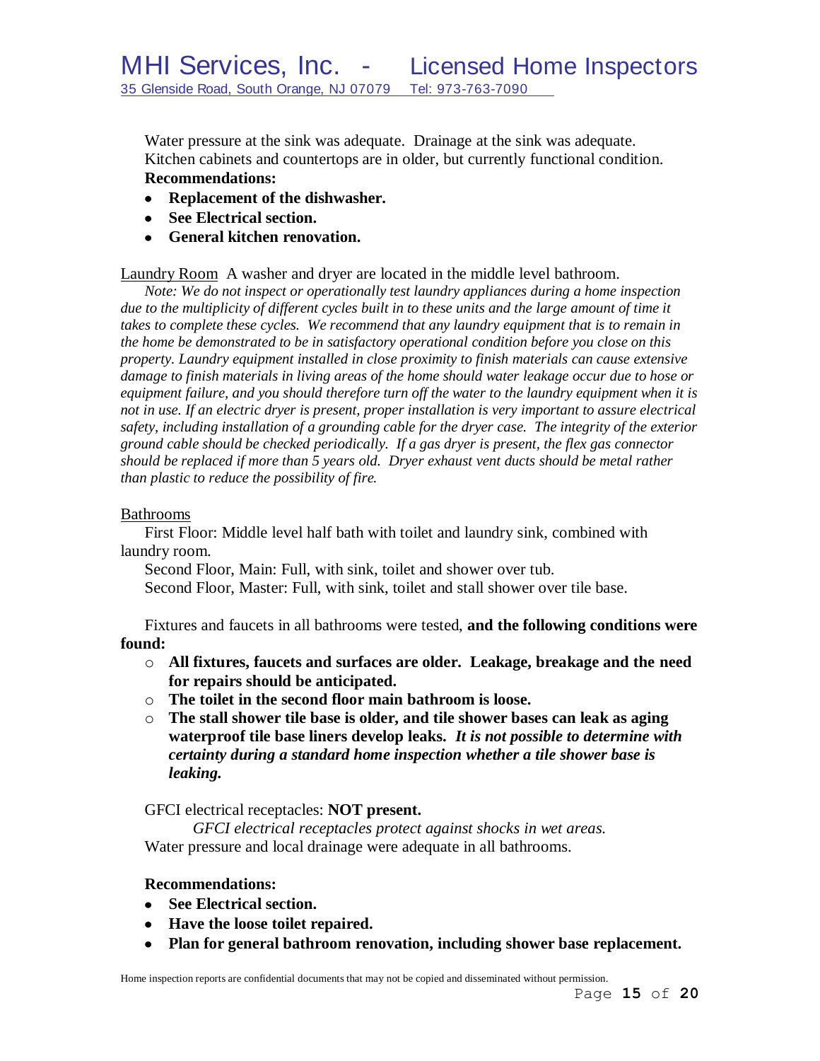Water pressure at the sink was adequate. Drainage at the sink was adequate. Kitchen cabinets and countertops are in older, but currently functional condition.

**Recommendations:**

- **Replacement of the dishwasher.**
- **See Electrical section.**
- **General kitchen renovation.**

Laundry Room A washer and dryer are located in the middle level bathroom.

*Note: We do not inspect or operationally test laundry appliances during a home inspection due to the multiplicity of different cycles built in to these units and the large amount of time it takes to complete these cycles. We recommend that any laundry equipment that is to remain in the home be demonstrated to be in satisfactory operational condition before you close on this property. Laundry equipment installed in close proximity to finish materials can cause extensive damage to finish materials in living areas of the home should water leakage occur due to hose or equipment failure, and you should therefore turn off the water to the laundry equipment when it is not in use. If an electric dryer is present, proper installation is very important to assure electrical safety, including installation of a grounding cable for the dryer case. The integrity of the exterior ground cable should be checked periodically. If a gas dryer is present, the flex gas connector should be replaced if more than 5 years old. Dryer exhaust vent ducts should be metal rather than plastic to reduce the possibility of fire.*

Bathrooms

First Floor: Middle level half bath with toilet and laundry sink, combined with laundry room.

Second Floor, Main: Full, with sink, toilet and shower over tub.

Second Floor, Master: Full, with sink, toilet and stall shower over tile base.

Fixtures and faucets in all bathrooms were tested, **and the following conditions were found:**

- **All fixtures, faucets and surfaces are older. Leakage, breakage and the need for repairs should be anticipated.**
- **The toilet in the second floor main bathroom is loose.**
- **The stall shower tile base is older, and tile shower bases can leak as aging waterproof tile base liners develop leaks.** ***It is not possible to determine with certainty during a standard home inspection whether a tile shower base is leaking.***

GFCI electrical receptacles: **NOT present.**

*GFCI electrical receptacles protect against shocks in wet areas.*

Water pressure and local drainage were adequate in all bathrooms.

**Recommendations:**

- **See Electrical section.**
- **Have the loose toilet repaired.**
- **Plan for general bathroom renovation, including shower base replacement.**

Home inspection reports are confidential documents that may not be copied and disseminated without permission.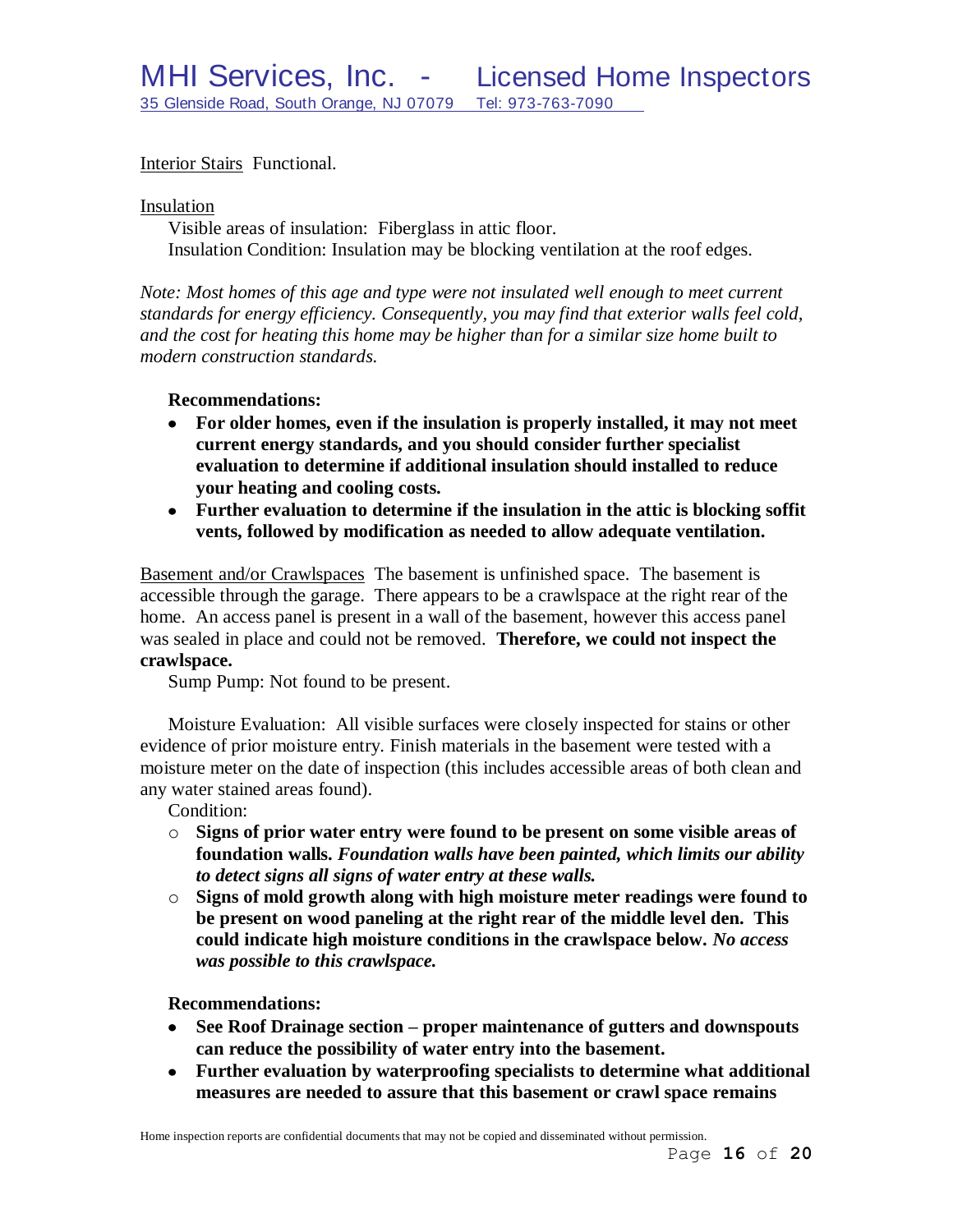Interior Stairs  Functional.

Insulation

Visible areas of insulation:  Fiberglass in attic floor.
Insulation Condition: Insulation may be blocking ventilation at the roof edges.

*Note: Most homes of this age and type were not insulated well enough to meet current standards for energy efficiency. Consequently, you may find that exterior walls feel cold, and the cost for heating this home may be higher than for a similar size home built to modern construction standards.*

**Recommendations:**

- **For older homes, even if the insulation is properly installed, it may not meet current energy standards, and you should consider further specialist evaluation to determine if additional insulation should installed to reduce your heating and cooling costs.**
- **Further evaluation to determine if the insulation in the attic is blocking soffit vents, followed by modification as needed to allow adequate ventilation.**

Basement and/or Crawlspaces  The basement is unfinished space.  The basement is accessible through the garage.  There appears to be a crawlspace at the right rear of the home.  An access panel is present in a wall of the basement, however this access panel was sealed in place and could not be removed.  **Therefore, we could not inspect the crawlspace.**

Sump Pump: Not found to be present.

Moisture Evaluation:  All visible surfaces were closely inspected for stains or other evidence of prior moisture entry. Finish materials in the basement were tested with a moisture meter on the date of inspection (this includes accessible areas of both clean and any water stained areas found).

Condition:

- **Signs of prior water entry were found to be present on some visible areas of foundation walls. *Foundation walls have been painted, which limits our ability to detect signs all signs of water entry at these walls.***
- **Signs of mold growth along with high moisture meter readings were found to be present on wood paneling at the right rear of the middle level den.  This could indicate high moisture conditions in the crawlspace below. *No access was possible to this crawlspace.***

**Recommendations:**

- **See Roof Drainage section – proper maintenance of gutters and downspouts can reduce the possibility of water entry into the basement.**
- **Further evaluation by waterproofing specialists to determine what additional measures are needed to assure that this basement or crawl space remains**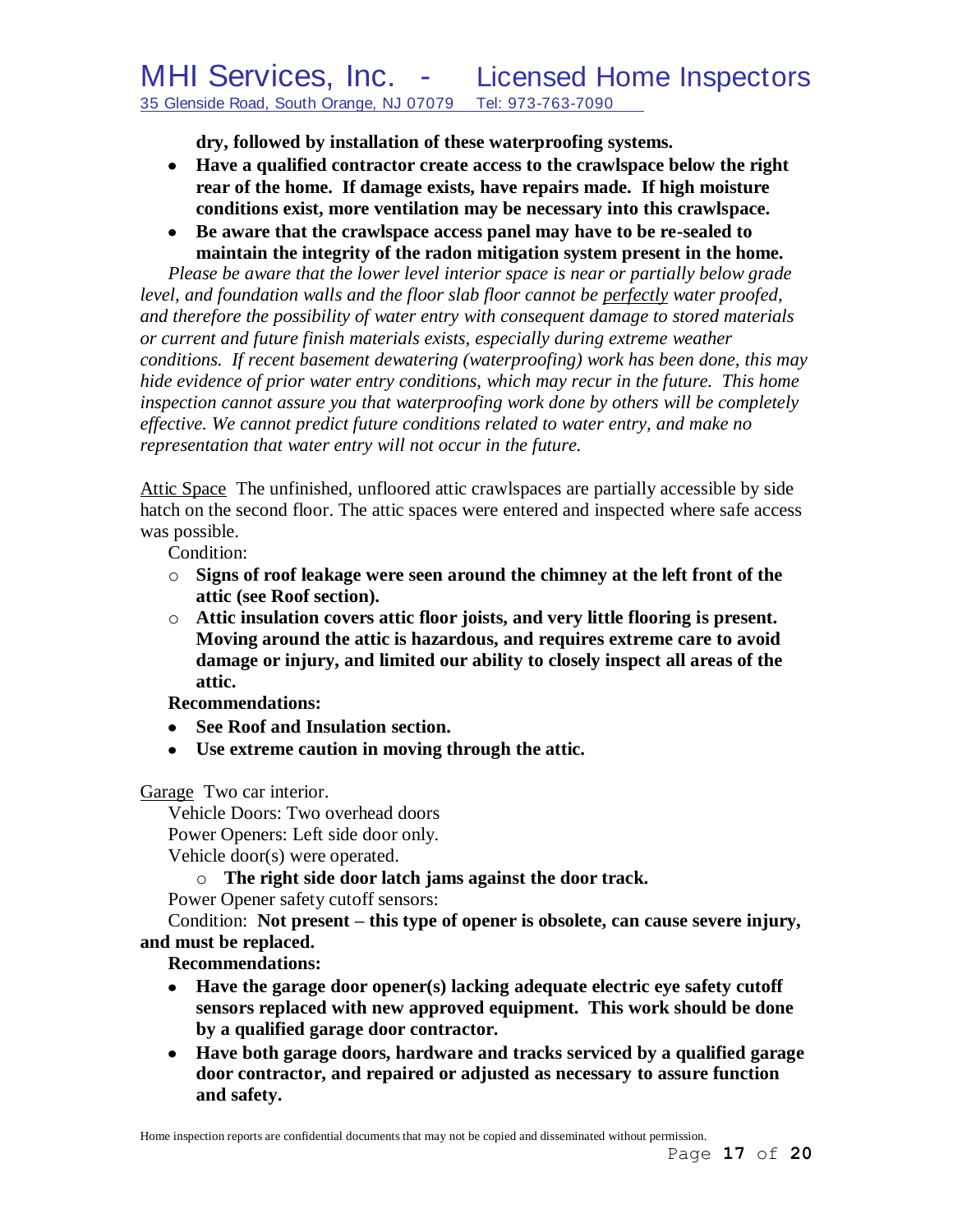**dry, followed by installation of these waterproofing systems.**

- **Have a qualified contractor create access to the crawlspace below the right rear of the home. If damage exists, have repairs made. If high moisture conditions exist, more ventilation may be necessary into this crawlspace.**
- **Be aware that the crawlspace access panel may have to be re-sealed to maintain the integrity of the radon mitigation system present in the home.**

*Please be aware that the lower level interior space is near or partially below grade level, and foundation walls and the floor slab floor cannot be* <u>*perfectly*</u> *water proofed, and therefore the possibility of water entry with consequent damage to stored materials or current and future finish materials exists, especially during extreme weather conditions. If recent basement dewatering (waterproofing) work has been done, this may hide evidence of prior water entry conditions, which may recur in the future. This home inspection cannot assure you that waterproofing work done by others will be completely effective. We cannot predict future conditions related to water entry, and make no representation that water entry will not occur in the future.*

<u>Attic Space</u> The unfinished, unfloored attic crawlspaces are partially accessible by side hatch on the second floor. The attic spaces were entered and inspected where safe access was possible.

Condition:

- **Signs of roof leakage were seen around the chimney at the left front of the attic (see Roof section).**
- **Attic insulation covers attic floor joists, and very little flooring is present. Moving around the attic is hazardous, and requires extreme care to avoid damage or injury, and limited our ability to closely inspect all areas of the attic.**

**Recommendations:**

- **See Roof and Insulation section.**
- **Use extreme caution in moving through the attic.**

<u>Garage</u> Two car interior.

Vehicle Doors: Two overhead doors

Power Openers: Left side door only.

Vehicle door(s) were operated.

- **The right side door latch jams against the door track.**

Power Opener safety cutoff sensors:

Condition: **Not present – this type of opener is obsolete, can cause severe injury, and must be replaced.**

**Recommendations:**

- **Have the garage door opener(s) lacking adequate electric eye safety cutoff sensors replaced with new approved equipment. This work should be done by a qualified garage door contractor.**
- **Have both garage doors, hardware and tracks serviced by a qualified garage door contractor, and repaired or adjusted as necessary to assure function and safety.**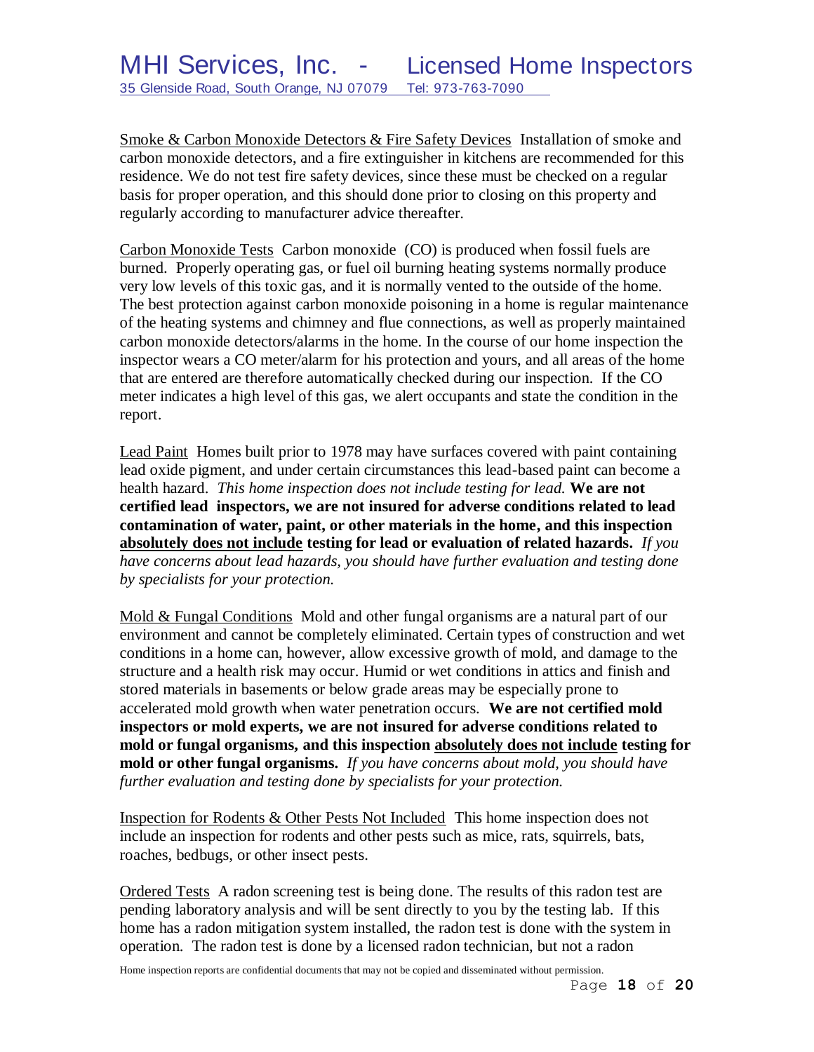<u>Smoke & Carbon Monoxide Detectors & Fire Safety Devices</u> Installation of smoke and carbon monoxide detectors, and a fire extinguisher in kitchens are recommended for this residence. We do not test fire safety devices, since these must be checked on a regular basis for proper operation, and this should done prior to closing on this property and regularly according to manufacturer advice thereafter.

<u>Carbon Monoxide Tests</u> Carbon monoxide (CO) is produced when fossil fuels are burned. Properly operating gas, or fuel oil burning heating systems normally produce very low levels of this toxic gas, and it is normally vented to the outside of the home. The best protection against carbon monoxide poisoning in a home is regular maintenance of the heating systems and chimney and flue connections, as well as properly maintained carbon monoxide detectors/alarms in the home. In the course of our home inspection the inspector wears a CO meter/alarm for his protection and yours, and all areas of the home that are entered are therefore automatically checked during our inspection. If the CO meter indicates a high level of this gas, we alert occupants and state the condition in the report.

<u>Lead Paint</u> Homes built prior to 1978 may have surfaces covered with paint containing lead oxide pigment, and under certain circumstances this lead-based paint can become a health hazard. *This home inspection does not include testing for lead.* **We are not certified lead inspectors, we are not insured for adverse conditions related to lead contamination of water, paint, or other materials in the home, and this inspection <u>absolutely does not include</u> testing for lead or evaluation of related hazards.** *If you have concerns about lead hazards, you should have further evaluation and testing done by specialists for your protection.*

<u>Mold & Fungal Conditions</u> Mold and other fungal organisms are a natural part of our environment and cannot be completely eliminated. Certain types of construction and wet conditions in a home can, however, allow excessive growth of mold, and damage to the structure and a health risk may occur. Humid or wet conditions in attics and finish and stored materials in basements or below grade areas may be especially prone to accelerated mold growth when water penetration occurs. **We are not certified mold inspectors or mold experts, we are not insured for adverse conditions related to mold or fungal organisms, and this inspection <u>absolutely does not include</u> testing for mold or other fungal organisms.** *If you have concerns about mold, you should have further evaluation and testing done by specialists for your protection.*

<u>Inspection for Rodents & Other Pests Not Included</u> This home inspection does not include an inspection for rodents and other pests such as mice, rats, squirrels, bats, roaches, bedbugs, or other insect pests.

<u>Ordered Tests</u> A radon screening test is being done. The results of this radon test are pending laboratory analysis and will be sent directly to you by the testing lab. If this home has a radon mitigation system installed, the radon test is done with the system in operation. The radon test is done by a licensed radon technician, but not a radon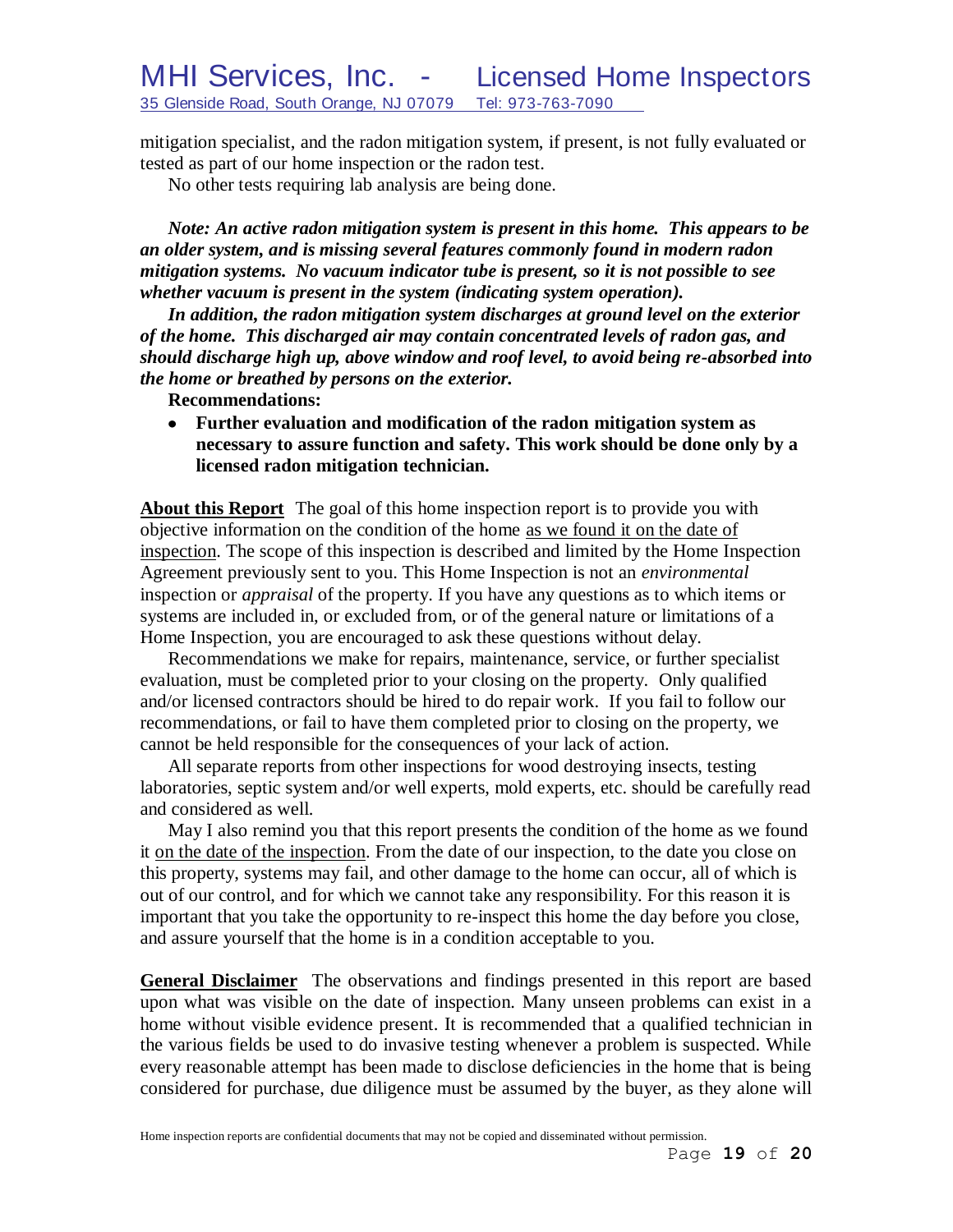mitigation specialist, and the radon mitigation system, if present, is not fully evaluated or tested as part of our home inspection or the radon test.

No other tests requiring lab analysis are being done.

***Note: An active radon mitigation system is present in this home. This appears to be an older system, and is missing several features commonly found in modern radon mitigation systems. No vacuum indicator tube is present, so it is not possible to see whether vacuum is present in the system (indicating system operation).***

***In addition, the radon mitigation system discharges at ground level on the exterior of the home. This discharged air may contain concentrated levels of radon gas, and should discharge high up, above window and roof level, to avoid being re-absorbed into the home or breathed by persons on the exterior.***

**Recommendations:**

- **Further evaluation and modification of the radon mitigation system as necessary to assure function and safety. This work should be done only by a licensed radon mitigation technician.**

**About this Report** The goal of this home inspection report is to provide you with objective information on the condition of the home as we found it on the date of inspection. The scope of this inspection is described and limited by the Home Inspection Agreement previously sent to you. This Home Inspection is not an *environmental* inspection or *appraisal* of the property. If you have any questions as to which items or systems are included in, or excluded from, or of the general nature or limitations of a Home Inspection, you are encouraged to ask these questions without delay.

Recommendations we make for repairs, maintenance, service, or further specialist evaluation, must be completed prior to your closing on the property. Only qualified and/or licensed contractors should be hired to do repair work. If you fail to follow our recommendations, or fail to have them completed prior to closing on the property, we cannot be held responsible for the consequences of your lack of action.

All separate reports from other inspections for wood destroying insects, testing laboratories, septic system and/or well experts, mold experts, etc. should be carefully read and considered as well.

May I also remind you that this report presents the condition of the home as we found it on the date of the inspection. From the date of our inspection, to the date you close on this property, systems may fail, and other damage to the home can occur, all of which is out of our control, and for which we cannot take any responsibility. For this reason it is important that you take the opportunity to re-inspect this home the day before you close, and assure yourself that the home is in a condition acceptable to you.

**General Disclaimer** The observations and findings presented in this report are based upon what was visible on the date of inspection. Many unseen problems can exist in a home without visible evidence present. It is recommended that a qualified technician in the various fields be used to do invasive testing whenever a problem is suspected. While every reasonable attempt has been made to disclose deficiencies in the home that is being considered for purchase, due diligence must be assumed by the buyer, as they alone will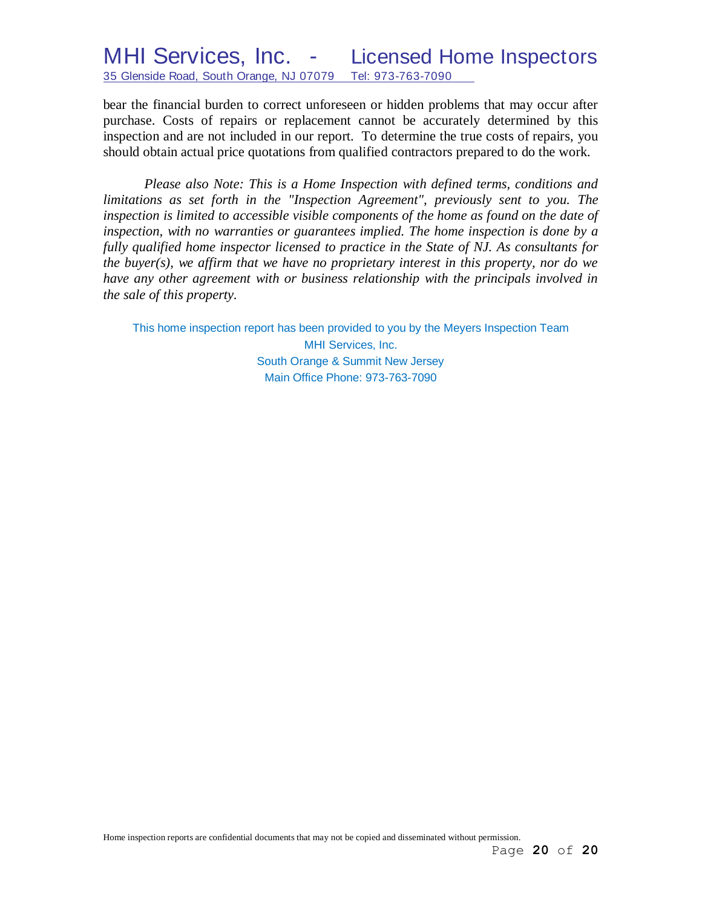bear the financial burden to correct unforeseen or hidden problems that may occur after purchase. Costs of repairs or replacement cannot be accurately determined by this inspection and are not included in our report. To determine the true costs of repairs, you should obtain actual price quotations from qualified contractors prepared to do the work.

*Please also Note: This is a Home Inspection with defined terms, conditions and limitations as set forth in the "Inspection Agreement", previously sent to you. The inspection is limited to accessible visible components of the home as found on the date of inspection, with no warranties or guarantees implied. The home inspection is done by a fully qualified home inspector licensed to practice in the State of NJ. As consultants for the buyer(s), we affirm that we have no proprietary interest in this property, nor do we have any other agreement with or business relationship with the principals involved in the sale of this property.*

This home inspection report has been provided to you by the Meyers Inspection Team
MHI Services, Inc.
South Orange & Summit New Jersey
Main Office Phone: 973-763-7090

Home inspection reports are confidential documents that may not be copied and disseminated without permission.